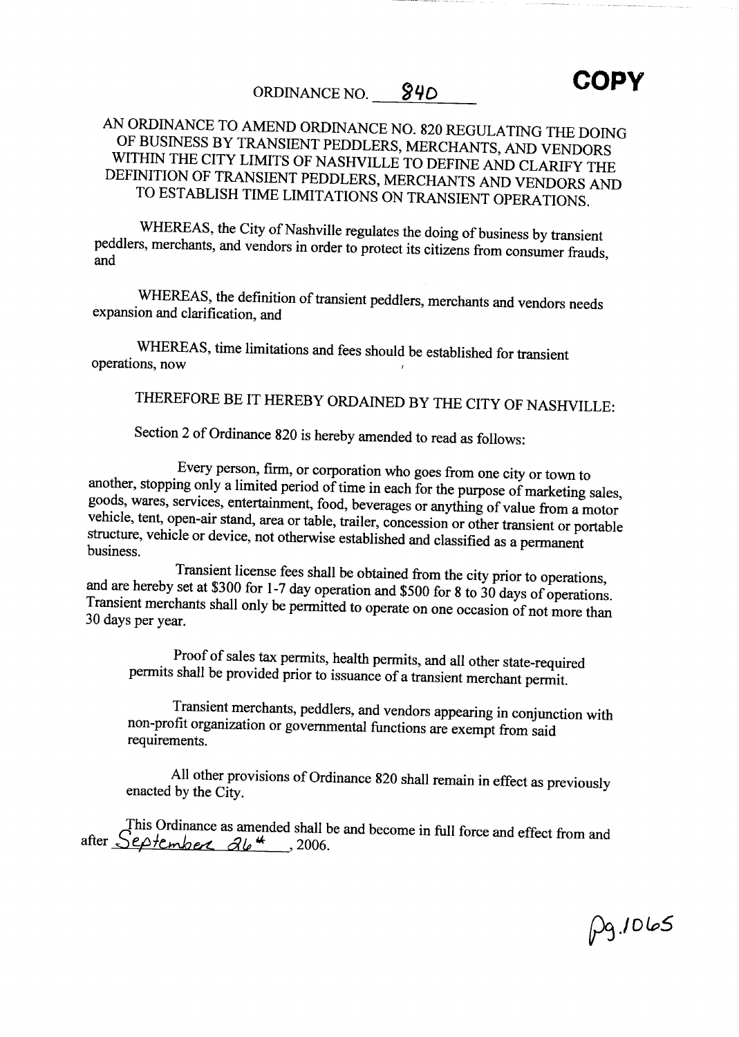ORDINANCE NO. 840

**COPY**

AN ORDINANCE TO AMEND ORDINANCE NO. 820 REGULATING THE DOING OF BUSINESS BY TRANSIENT PEDDLERS, MERCHANTS, AND VENDORS WITHIN THE CITY LIMITS OF NASHVILLE TO DEFINE AND CLARIFY THE DEFINITION OF TRANSIENT PEDDLERS, MERCHANTS AND VENDORS AND TO ESTABLISH TIME LIMITATIONS ON TRANSIENT OPERATIONS.

WHEREAS, the City of Nashville regulates the doing of business by transient peddlers, merchants, and vendors in order to protect its citizens from consumer frauds, and

WHEREAS, the definition of transient peddlers, merchants and vendors needs expansion and clarification, and

WHEREAS, time limitations and fees should be established for transient operations, now

THEREFORE BE IT HEREBY ORDAINED BY THE CITY OF NASHVILLE:

Section 2 of Ordinance 820 is hereby amended to read as follows:

Every person, firm, or corporation who goes from one city or town to another, stopping only a limited period of time in each for the purpose of marketing sales, goods, wares, services, entertainment, food, beverages or anything of value from a motor vehicle, tent, open-air stand, area or table, trailer, concession or other transient or portable structure, vehicle or device, not otherwise established and classified as a permanent business.

Transient license fees shall be obtained from the city prior to operations, and are hereby set at $300 for 1-7 day operation and $500 for 8 to 30 days of operations. Transient merchants shall only be permitted to operate on one occasion of not more than 30 days per year.

Proof of sales tax permits, health permits, and all other state-required permits shall be provided prior to issuance of a transient merchant permit.

Transient merchants, peddlers, and vendors appearing in conjunction with non-profit organization or governmental functions are exempt from said requirements.

All other provisions of Ordinance 820 shall remain in effect as previously enacted by the City.

This Ordinance as amended shall be and become in full force and effect from and after September 26th, 2006.

Pg. 1065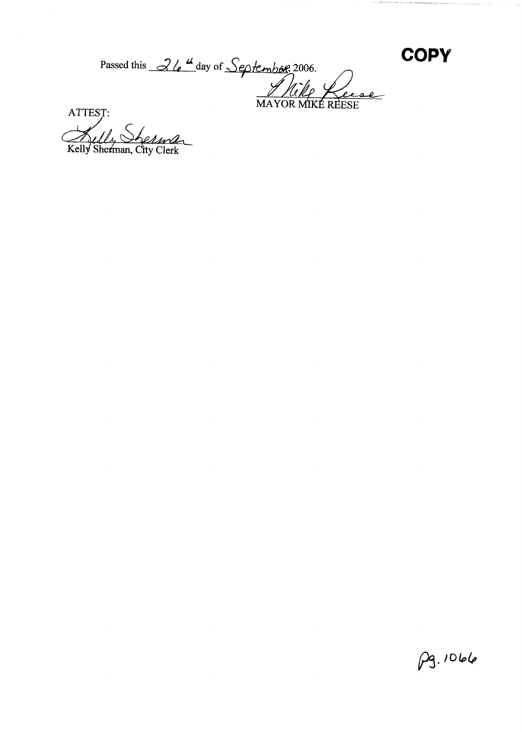**COPY**

Passed this 26th day of September, 2006.

Mike Reese

MAYOR MIKE REESE

ATTEST:

Kelly Sherman

Kelly Sherman, City Clerk

pg. 1066